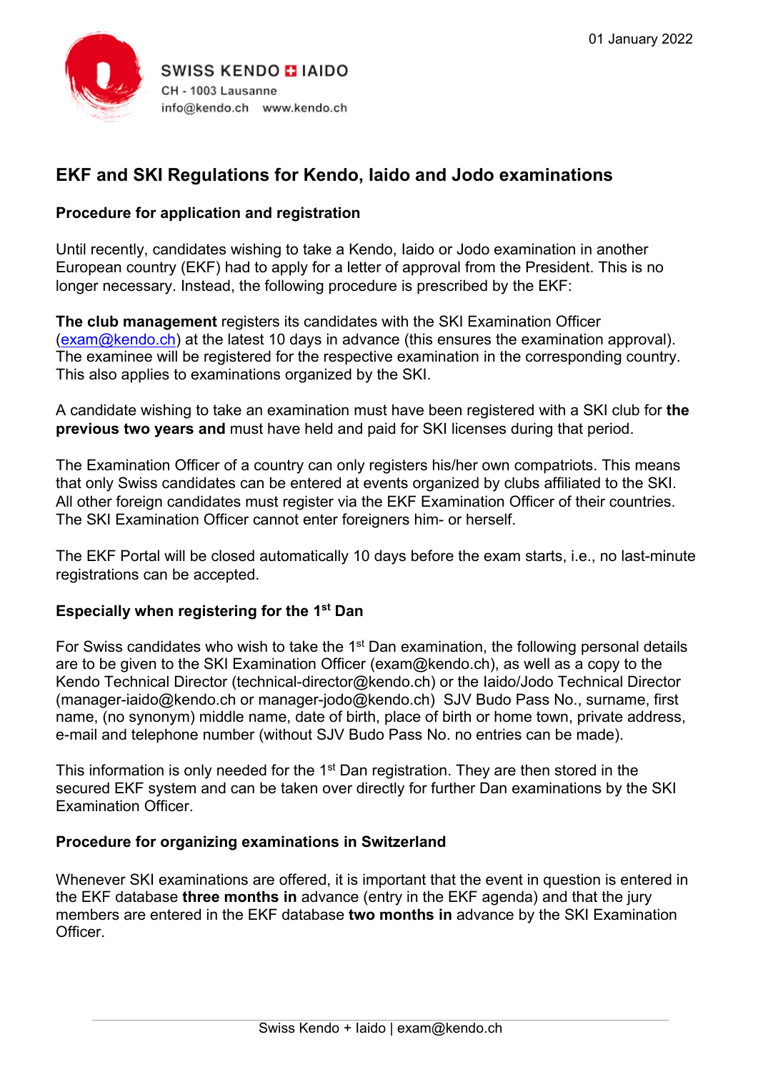01 January 2022

SWISS KENDO + IAIDO
CH - 1003 Lausanne
info@kendo.ch www.kendo.ch

# EKF and SKI Regulations for Kendo, Iaido and Jodo examinations

## Procedure for application and registration

Until recently, candidates wishing to take a Kendo, Iaido or Jodo examination in another European country (EKF) had to apply for a letter of approval from the President. This is no longer necessary. Instead, the following procedure is prescribed by the EKF:

**The club management** registers its candidates with the SKI Examination Officer (exam@kendo.ch) at the latest 10 days in advance (this ensures the examination approval). The examinee will be registered for the respective examination in the corresponding country. This also applies to examinations organized by the SKI.

A candidate wishing to take an examination must have been registered with a SKI club for **the previous two years and** must have held and paid for SKI licenses during that period.

The Examination Officer of a country can only registers his/her own compatriots. This means that only Swiss candidates can be entered at events organized by clubs affiliated to the SKI. All other foreign candidates must register via the EKF Examination Officer of their countries. The SKI Examination Officer cannot enter foreigners him- or herself.

The EKF Portal will be closed automatically 10 days before the exam starts, i.e., no last-minute registrations can be accepted.

## Especially when registering for the 1st Dan

For Swiss candidates who wish to take the 1st Dan examination, the following personal details are to be given to the SKI Examination Officer (exam@kendo.ch), as well as a copy to the Kendo Technical Director (technical-director@kendo.ch) or the Iaido/Jodo Technical Director (manager-iaido@kendo.ch or manager-jodo@kendo.ch) SJV Budo Pass No., surname, first name, (no synonym) middle name, date of birth, place of birth or home town, private address, e-mail and telephone number (without SJV Budo Pass No. no entries can be made).

This information is only needed for the 1st Dan registration. They are then stored in the secured EKF system and can be taken over directly for further Dan examinations by the SKI Examination Officer.

## Procedure for organizing examinations in Switzerland

Whenever SKI examinations are offered, it is important that the event in question is entered in the EKF database **three months in** advance (entry in the EKF agenda) and that the jury members are entered in the EKF database **two months in** advance by the SKI Examination Officer.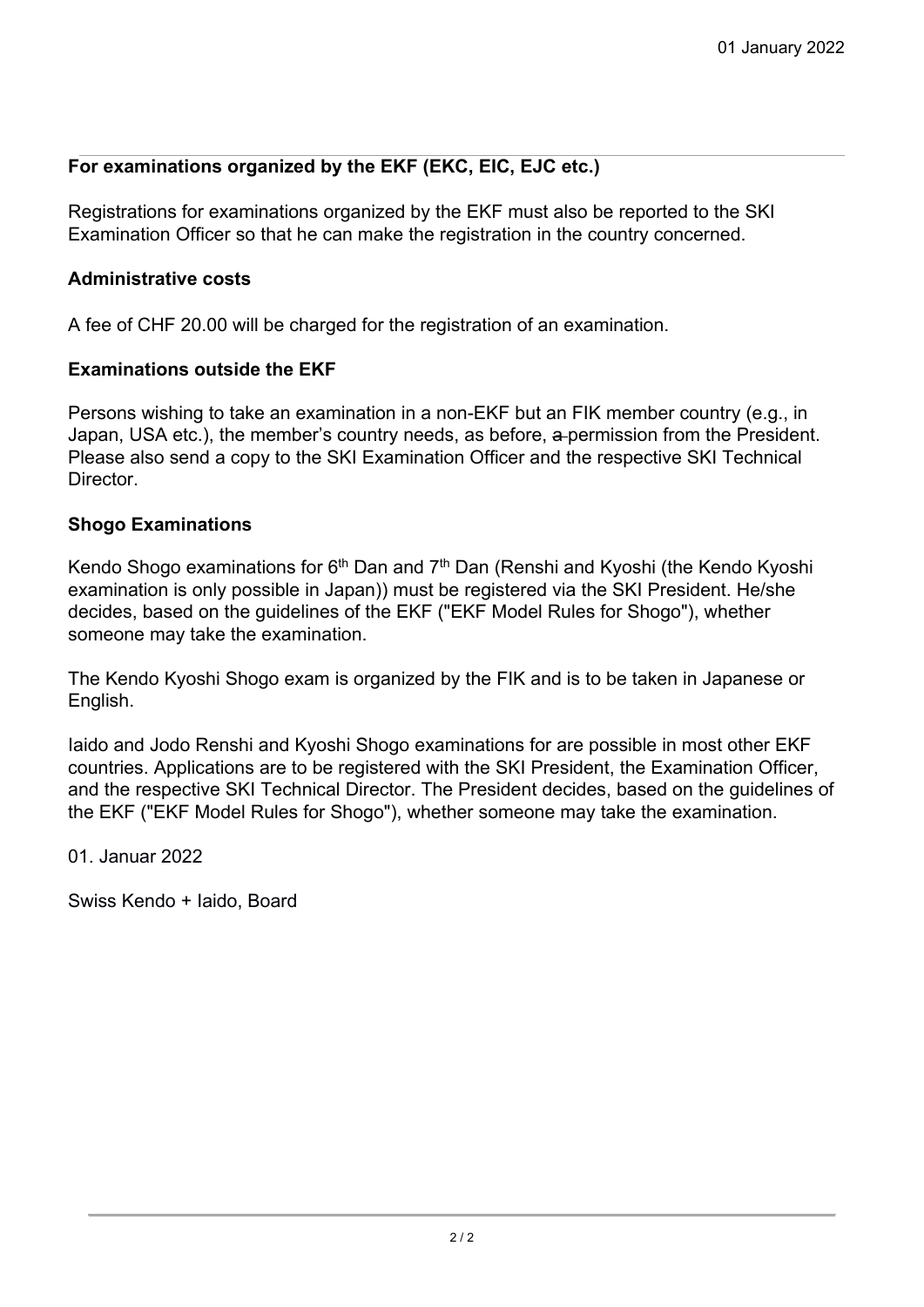**For examinations organized by the EKF (EKC, EIC, EJC etc.)**

Registrations for examinations organized by the EKF must also be reported to the SKI Examination Officer so that he can make the registration in the country concerned.

**Administrative costs**

A fee of CHF 20.00 will be charged for the registration of an examination.

**Examinations outside the EKF**

Persons wishing to take an examination in a non-EKF but an FIK member country (e.g., in Japan, USA etc.), the member's country needs, as before, ~~a~~ permission from the President. Please also send a copy to the SKI Examination Officer and the respective SKI Technical Director.

**Shogo Examinations**

Kendo Shogo examinations for 6th Dan and 7th Dan (Renshi and Kyoshi (the Kendo Kyoshi examination is only possible in Japan)) must be registered via the SKI President. He/she decides, based on the guidelines of the EKF ("EKF Model Rules for Shogo"), whether someone may take the examination.

The Kendo Kyoshi Shogo exam is organized by the FIK and is to be taken in Japanese or English.

Iaido and Jodo Renshi and Kyoshi Shogo examinations for are possible in most other EKF countries. Applications are to be registered with the SKI President, the Examination Officer, and the respective SKI Technical Director. The President decides, based on the guidelines of the EKF ("EKF Model Rules for Shogo"), whether someone may take the examination.

01. Januar 2022

Swiss Kendo + Iaido, Board